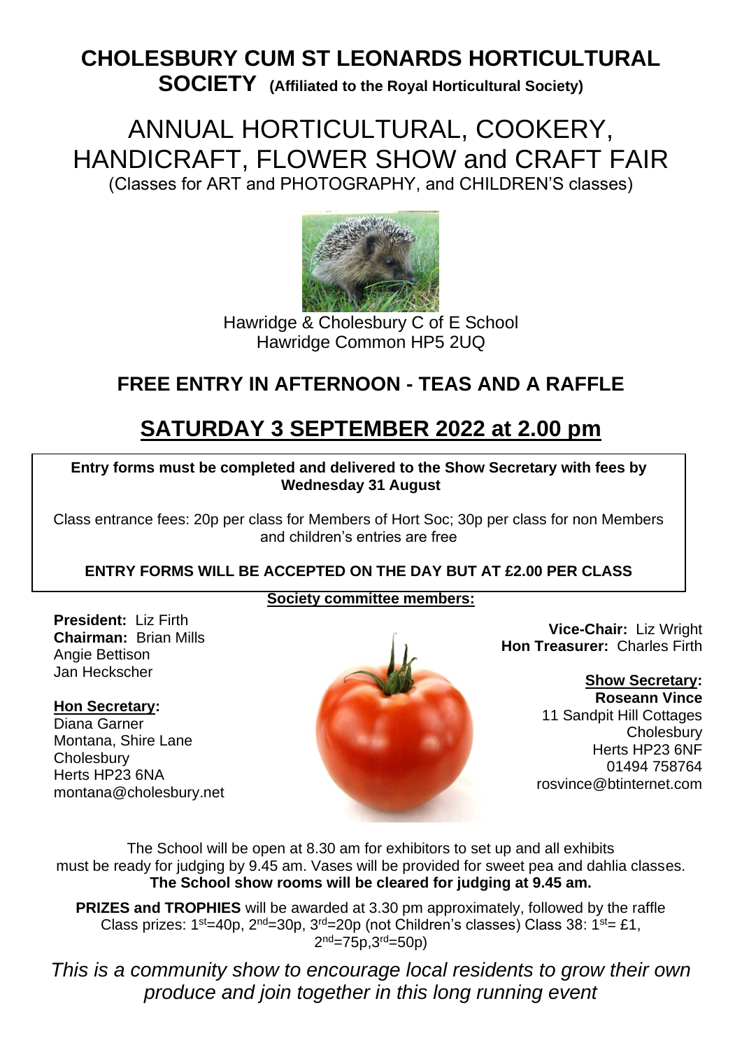# CHOLESBURY CUM ST LEONARDS HORTICULTURAL SOCIETY (Affiliated to the Royal Horticultural Society)

## ANNUAL HORTICULTURAL, COOKERY, HANDICRAFT, FLOWER SHOW and CRAFT FAIR

(Classes for ART and PHOTOGRAPHY, and CHILDREN'S classes)

Hawridge & Cholesbury C of E School
Hawridge Common HP5 2UQ

### FREE ENTRY IN AFTERNOON - TEAS AND A RAFFLE

## SATURDAY 3 SEPTEMBER 2022 at 2.00 pm

**Entry forms must be completed and delivered to the Show Secretary with fees by Wednesday 31 August**

Class entrance fees: 20p per class for Members of Hort Soc; 30p per class for non Members and children's entries are free

**ENTRY FORMS WILL BE ACCEPTED ON THE DAY BUT AT £2.00 PER CLASS**

**Society committee members:**

**President:** Liz Firth
**Chairman:** Brian Mills
Angie Bettison
Jan Heckscher

**Hon Secretary:**
Diana Garner
Montana, Shire Lane
Cholesbury
Herts HP23 6NA
montana@cholesbury.net

**Vice-Chair:** Liz Wright
**Hon Treasurer:** Charles Firth

**Show Secretary:**
**Roseann Vince**
11 Sandpit Hill Cottages
Cholesbury
Herts HP23 6NF
01494 758764
rosvince@btinternet.com

The School will be open at 8.30 am for exhibitors to set up and all exhibits must be ready for judging by 9.45 am. Vases will be provided for sweet pea and dahlia classes.
**The School show rooms will be cleared for judging at 9.45 am.**

**PRIZES and TROPHIES** will be awarded at 3.30 pm approximately, followed by the raffle
Class prizes: 1st=40p, 2nd=30p, 3rd=20p (not Children's classes) Class 38: 1st= £1, 2nd=75p, 3rd=50p)

*This is a community show to encourage local residents to grow their own produce and join together in this long running event*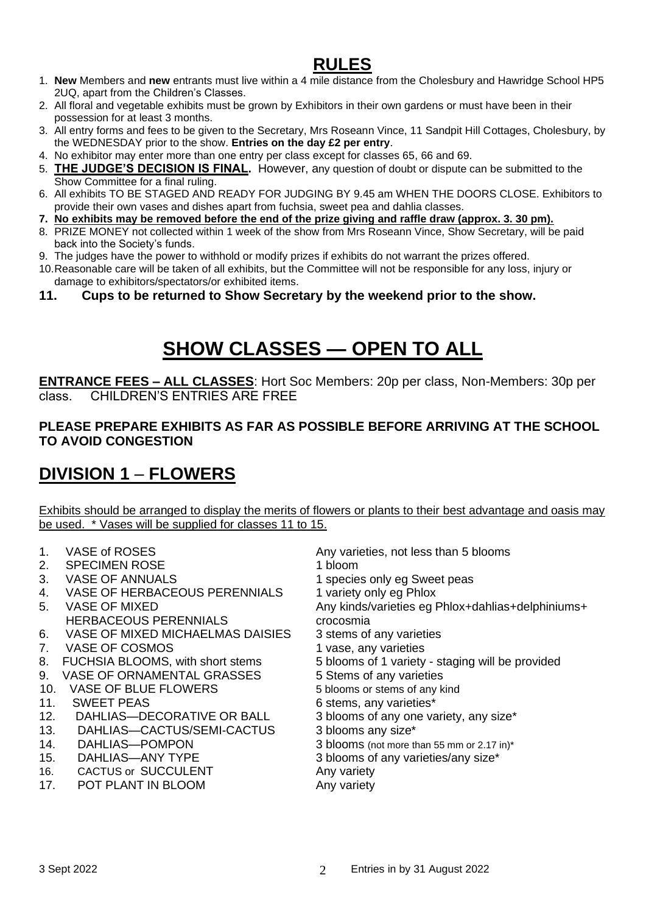# RULES

1. **New** Members and **new** entrants must live within a 4 mile distance from the Cholesbury and Hawridge School HP5 2UQ, apart from the Children's Classes.
2. All floral and vegetable exhibits must be grown by Exhibitors in their own gardens or must have been in their possession for at least 3 months.
3. All entry forms and fees to be given to the Secretary, Mrs Roseann Vince, 11 Sandpit Hill Cottages, Cholesbury, by the WEDNESDAY prior to the show. **Entries on the day £2 per entry**.
4. No exhibitor may enter more than one entry per class except for classes 65, 66 and 69.
5. **THE JUDGE'S DECISION IS FINAL.** However, any question of doubt or dispute can be submitted to the Show Committee for a final ruling.
6. All exhibits TO BE STAGED AND READY FOR JUDGING BY 9.45 am WHEN THE DOORS CLOSE. Exhibitors to provide their own vases and dishes apart from fuchsia, sweet pea and dahlia classes.
7. **No exhibits may be removed before the end of the prize giving and raffle draw (approx. 3. 30 pm).**
8. PRIZE MONEY not collected within 1 week of the show from Mrs Roseann Vince, Show Secretary, will be paid back into the Society's funds.
9. The judges have the power to withhold or modify prizes if exhibits do not warrant the prizes offered.
10. Reasonable care will be taken of all exhibits, but the Committee will not be responsible for any loss, injury or damage to exhibitors/spectators/or exhibited items.
11. **Cups to be returned to Show Secretary by the weekend prior to the show.**

# SHOW CLASSES — OPEN TO ALL

**ENTRANCE FEES – ALL CLASSES**: Hort Soc Members: 20p per class, Non-Members: 30p per class. CHILDREN'S ENTRIES ARE FREE

**PLEASE PREPARE EXHIBITS AS FAR AS POSSIBLE BEFORE ARRIVING AT THE SCHOOL TO AVOID CONGESTION**

## DIVISION 1 – FLOWERS

Exhibits should be arranged to display the merits of flowers or plants to their best advantage and oasis may be used. * Vases will be supplied for classes 11 to 15.

| No. | Class | Details |
|---|---|---|
| 1. | VASE of ROSES | Any varieties, not less than 5 blooms |
| 2. | SPECIMEN ROSE | 1 bloom |
| 3. | VASE OF ANNUALS | 1 species only eg Sweet peas |
| 4. | VASE OF HERBACEOUS PERENNIALS | 1 variety only eg Phlox |
| 5. | VASE OF MIXED HERBACEOUS PERENNIALS | Any kinds/varieties eg Phlox+dahlias+delphiniums+crocosmia |
| 6. | VASE OF MIXED MICHAELMAS DAISIES | 3 stems of any varieties |
| 7. | VASE OF COSMOS | 1 vase, any varieties |
| 8. | FUCHSIA BLOOMS, with short stems | 5 blooms of 1 variety - staging will be provided |
| 9. | VASE OF ORNAMENTAL GRASSES | 5 Stems of any varieties |
| 10. | VASE OF BLUE FLOWERS | 5 blooms or stems of any kind |
| 11. | SWEET PEAS | 6 stems, any varieties* |
| 12. | DAHLIAS—DECORATIVE OR BALL | 3 blooms of any one variety, any size* |
| 13. | DAHLIAS—CACTUS/SEMI-CACTUS | 3 blooms any size* |
| 14. | DAHLIAS—POMPON | 3 blooms (not more than 55 mm or 2.17 in)* |
| 15. | DAHLIAS—ANY TYPE | 3 blooms of any varieties/any size* |
| 16. | CACTUS or SUCCULENT | Any variety |
| 17. | POT PLANT IN BLOOM | Any variety |

3 Sept 2022 — Entries in by 31 August 2022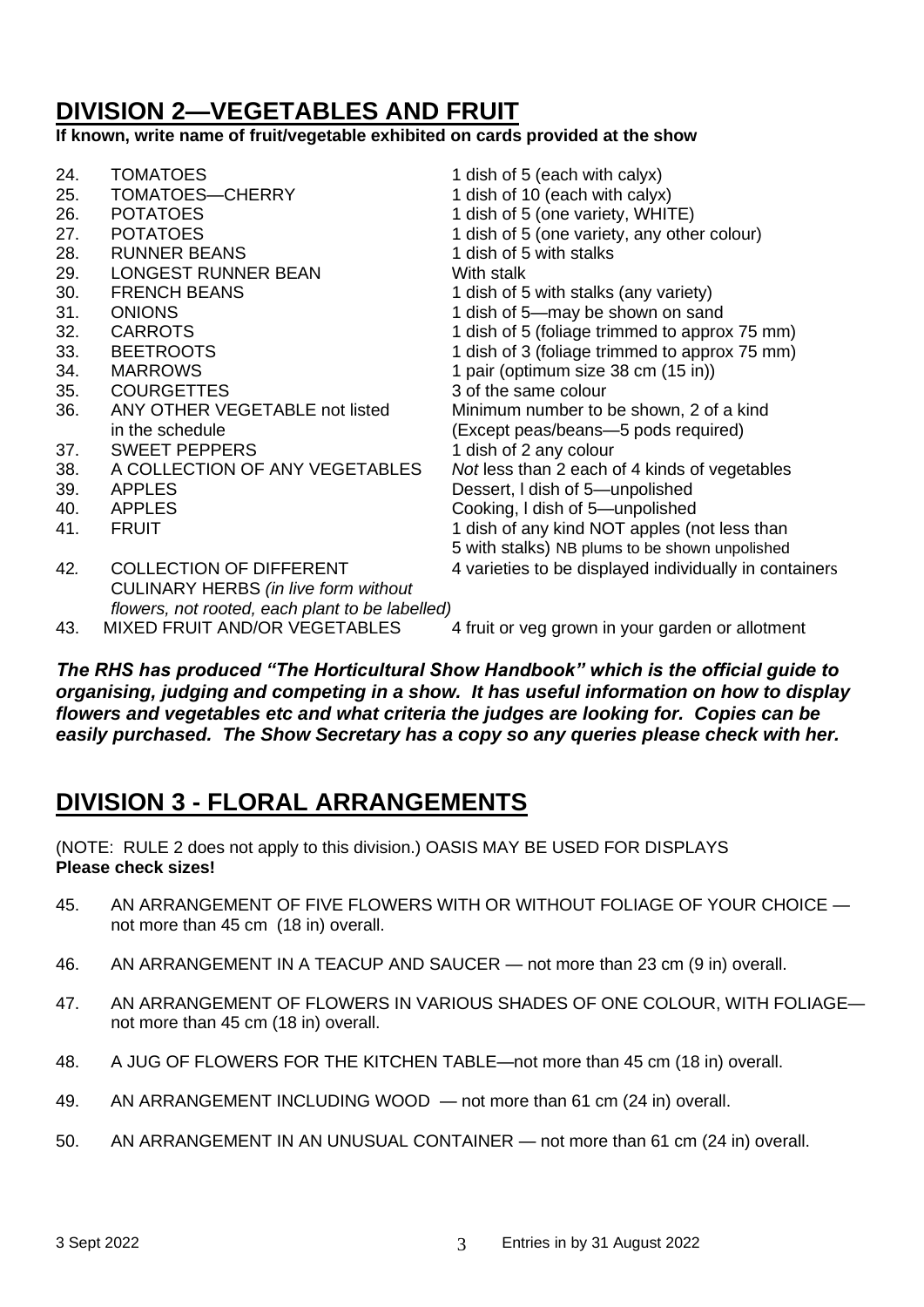## DIVISION 2—VEGETABLES AND FRUIT

**If known, write name of fruit/vegetable exhibited on cards provided at the show**

| No. | Class | Requirement |
|---|---|---|
| 24. | TOMATOES | 1 dish of 5 (each with calyx) |
| 25. | TOMATOES—CHERRY | 1 dish of 10 (each with calyx) |
| 26. | POTATOES | 1 dish of 5 (one variety, WHITE) |
| 27. | POTATOES | 1 dish of 5 (one variety, any other colour) |
| 28. | RUNNER BEANS | 1 dish of 5 with stalks |
| 29. | LONGEST RUNNER BEAN | With stalk |
| 30. | FRENCH BEANS | 1 dish of 5 with stalks (any variety) |
| 31. | ONIONS | 1 dish of 5—may be shown on sand |
| 32. | CARROTS | 1 dish of 5 (foliage trimmed to approx 75 mm) |
| 33. | BEETROOTS | 1 dish of 3 (foliage trimmed to approx 75 mm) |
| 34. | MARROWS | 1 pair (optimum size 38 cm (15 in)) |
| 35. | COURGETTES | 3 of the same colour |
| 36. | ANY OTHER VEGETABLE not listed in the schedule | Minimum number to be shown, 2 of a kind (Except peas/beans—5 pods required) |
| 37. | SWEET PEPPERS | 1 dish of 2 any colour |
| 38. | A COLLECTION OF ANY VEGETABLES | *Not* less than 2 each of 4 kinds of vegetables |
| 39. | APPLES | Dessert, l dish of 5—unpolished |
| 40. | APPLES | Cooking, l dish of 5—unpolished |
| 41. | FRUIT | 1 dish of any kind NOT apples (not less than 5 with stalks) NB plums to be shown unpolished |
| 42. | COLLECTION OF DIFFERENT CULINARY HERBS *(in live form without flowers, not rooted, each plant to be labelled)* | 4 varieties to be displayed individually in containers |
| 43. | MIXED FRUIT AND/OR VEGETABLES | 4 fruit or veg grown in your garden or allotment |

***The RHS has produced "The Horticultural Show Handbook" which is the official guide to organising, judging and competing in a show. It has useful information on how to display flowers and vegetables etc and what criteria the judges are looking for. Copies can be easily purchased. The Show Secretary has a copy so any queries please check with her.***

## DIVISION 3 - FLORAL ARRANGEMENTS

(NOTE: RULE 2 does not apply to this division.) OASIS MAY BE USED FOR DISPLAYS
**Please check sizes!**

45. AN ARRANGEMENT OF FIVE FLOWERS WITH OR WITHOUT FOLIAGE OF YOUR CHOICE — not more than 45 cm (18 in) overall.

46. AN ARRANGEMENT IN A TEACUP AND SAUCER — not more than 23 cm (9 in) overall.

47. AN ARRANGEMENT OF FLOWERS IN VARIOUS SHADES OF ONE COLOUR, WITH FOLIAGE— not more than 45 cm (18 in) overall.

48. A JUG OF FLOWERS FOR THE KITCHEN TABLE—not more than 45 cm (18 in) overall.

49. AN ARRANGEMENT INCLUDING WOOD — not more than 61 cm (24 in) overall.

50. AN ARRANGEMENT IN AN UNUSUAL CONTAINER — not more than 61 cm (24 in) overall.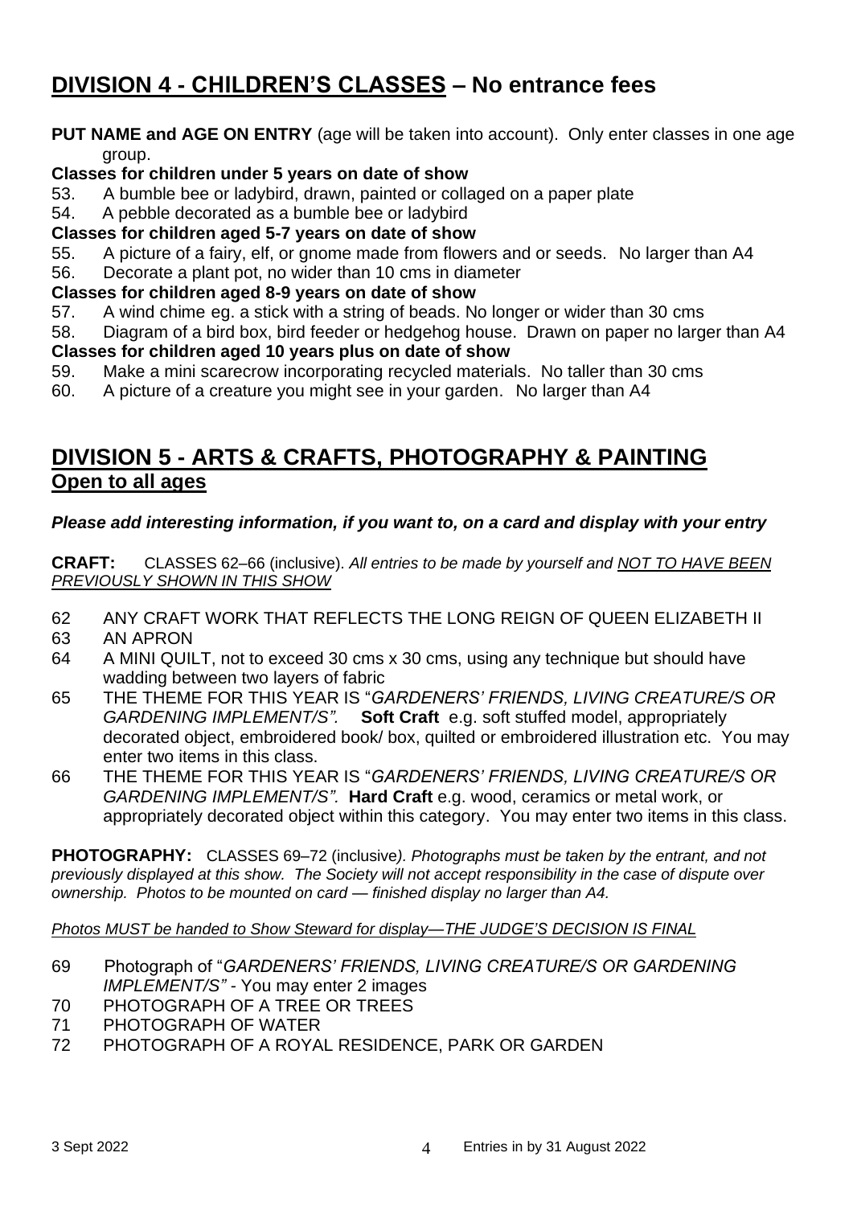# DIVISION 4 - CHILDREN'S CLASSES – No entrance fees

**PUT NAME and AGE ON ENTRY** (age will be taken into account). Only enter classes in one age group.

**Classes for children under 5 years on date of show**

53. A bumble bee or ladybird, drawn, painted or collaged on a paper plate
54. A pebble decorated as a bumble bee or ladybird

**Classes for children aged 5-7 years on date of show**

55. A picture of a fairy, elf, or gnome made from flowers and or seeds. No larger than A4
56. Decorate a plant pot, no wider than 10 cms in diameter

**Classes for children aged 8-9 years on date of show**

57. A wind chime eg. a stick with a string of beads. No longer or wider than 30 cms
58. Diagram of a bird box, bird feeder or hedgehog house. Drawn on paper no larger than A4

**Classes for children aged 10 years plus on date of show**

59. Make a mini scarecrow incorporating recycled materials. No taller than 30 cms
60. A picture of a creature you might see in your garden. No larger than A4

# DIVISION 5 - ARTS & CRAFTS, PHOTOGRAPHY & PAINTING

## Open to all ages

***Please add interesting information, if you want to, on a card and display with your entry***

**CRAFT:** CLASSES 62–66 (inclusive). *All entries to be made by yourself and NOT TO HAVE BEEN PREVIOUSLY SHOWN IN THIS SHOW*

62 ANY CRAFT WORK THAT REFLECTS THE LONG REIGN OF QUEEN ELIZABETH II

63 AN APRON

64 A MINI QUILT, not to exceed 30 cms x 30 cms, using any technique but should have wadding between two layers of fabric

65 THE THEME FOR THIS YEAR IS "*GARDENERS' FRIENDS, LIVING CREATURE/S OR GARDENING IMPLEMENT/S".* **Soft Craft** e.g. soft stuffed model, appropriately decorated object, embroidered book/ box, quilted or embroidered illustration etc. You may enter two items in this class.

66 THE THEME FOR THIS YEAR IS "*GARDENERS' FRIENDS, LIVING CREATURE/S OR GARDENING IMPLEMENT/S".* **Hard Craft** e.g. wood, ceramics or metal work, or appropriately decorated object within this category. You may enter two items in this class.

**PHOTOGRAPHY:** CLASSES 69–72 (inclusive*). Photographs must be taken by the entrant, and not previously displayed at this show. The Society will not accept responsibility in the case of dispute over ownership. Photos to be mounted on card — finished display no larger than A4.*

*Photos MUST be handed to Show Steward for display—THE JUDGE'S DECISION IS FINAL*

69 Photograph of "*GARDENERS' FRIENDS, LIVING CREATURE/S OR GARDENING IMPLEMENT/S"* - You may enter 2 images

70 PHOTOGRAPH OF A TREE OR TREES

71 PHOTOGRAPH OF WATER

72 PHOTOGRAPH OF A ROYAL RESIDENCE, PARK OR GARDEN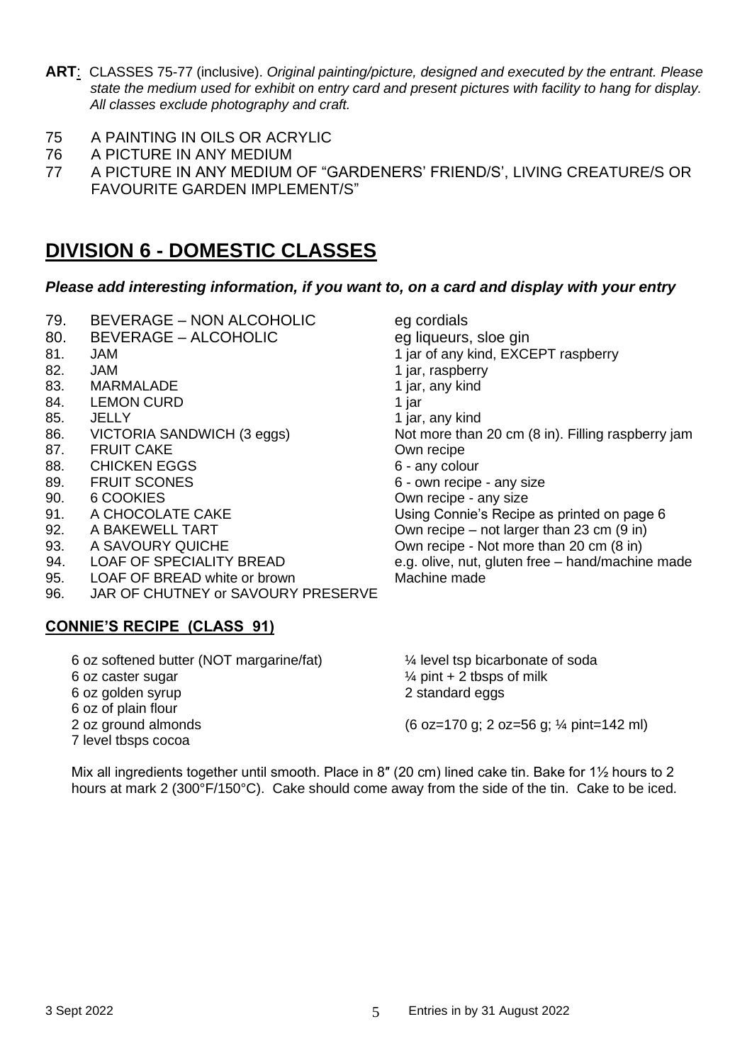**ART**: CLASSES 75-77 (inclusive). *Original painting/picture, designed and executed by the entrant. Please state the medium used for exhibit on entry card and present pictures with facility to hang for display. All classes exclude photography and craft.*

75 A PAINTING IN OILS OR ACRYLIC
76 A PICTURE IN ANY MEDIUM
77 A PICTURE IN ANY MEDIUM OF "GARDENERS' FRIEND/S', LIVING CREATURE/S OR FAVOURITE GARDEN IMPLEMENT/S"

# DIVISION 6 - DOMESTIC CLASSES

***Please add interesting information, if you want to, on a card and display with your entry***

| | | |
|---|---|---|
| 79. | BEVERAGE – NON ALCOHOLIC | eg cordials |
| 80. | BEVERAGE – ALCOHOLIC | eg liqueurs, sloe gin |
| 81. | JAM | 1 jar of any kind, EXCEPT raspberry |
| 82. | JAM | 1 jar, raspberry |
| 83. | MARMALADE | 1 jar, any kind |
| 84. | LEMON CURD | 1 jar |
| 85. | JELLY | 1 jar, any kind |
| 86. | VICTORIA SANDWICH (3 eggs) | Not more than 20 cm (8 in). Filling raspberry jam |
| 87. | FRUIT CAKE | Own recipe |
| 88. | CHICKEN EGGS | 6 - any colour |
| 89. | FRUIT SCONES | 6 - own recipe - any size |
| 90. | 6 COOKIES | Own recipe - any size |
| 91. | A CHOCOLATE CAKE | Using Connie's Recipe as printed on page 6 |
| 92. | A BAKEWELL TART | Own recipe – not larger than 23 cm (9 in) |
| 93. | A SAVOURY QUICHE | Own recipe - Not more than 20 cm (8 in) |
| 94. | LOAF OF SPECIALITY BREAD | e.g. olive, nut, gluten free – hand/machine made |
| 95. | LOAF OF BREAD white or brown | Machine made |
| 96. | JAR OF CHUTNEY or SAVOURY PRESERVE | |

## CONNIE'S RECIPE (CLASS 91)

6 oz softened butter (NOT margarine/fat)
6 oz caster sugar
6 oz golden syrup
6 oz of plain flour
2 oz ground almonds
7 level tbsps cocoa

¼ level tsp bicarbonate of soda
¼ pint + 2 tbsps of milk
2 standard eggs

(6 oz=170 g; 2 oz=56 g; ¼ pint=142 ml)

Mix all ingredients together until smooth. Place in 8″ (20 cm) lined cake tin. Bake for 1½ hours to 2 hours at mark 2 (300°F/150°C). Cake should come away from the side of the tin. Cake to be iced.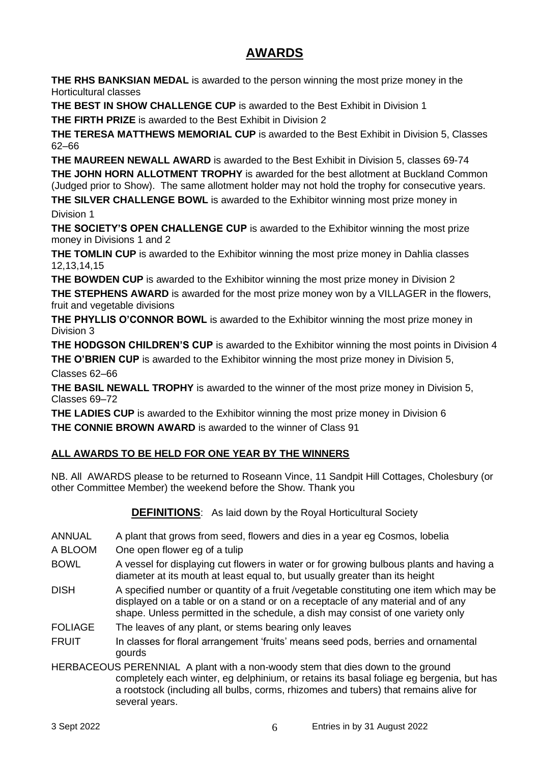# AWARDS

**THE RHS BANKSIAN MEDAL** is awarded to the person winning the most prize money in the Horticultural classes

**THE BEST IN SHOW CHALLENGE CUP** is awarded to the Best Exhibit in Division 1

**THE FIRTH PRIZE** is awarded to the Best Exhibit in Division 2

**THE TERESA MATTHEWS MEMORIAL CUP** is awarded to the Best Exhibit in Division 5, Classes 62–66

**THE MAUREEN NEWALL AWARD** is awarded to the Best Exhibit in Division 5, classes 69-74

**THE JOHN HORN ALLOTMENT TROPHY** is awarded for the best allotment at Buckland Common (Judged prior to Show). The same allotment holder may not hold the trophy for consecutive years.

**THE SILVER CHALLENGE BOWL** is awarded to the Exhibitor winning most prize money in Division 1

**THE SOCIETY'S OPEN CHALLENGE CUP** is awarded to the Exhibitor winning the most prize money in Divisions 1 and 2

**THE TOMLIN CUP** is awarded to the Exhibitor winning the most prize money in Dahlia classes 12,13,14,15

**THE BOWDEN CUP** is awarded to the Exhibitor winning the most prize money in Division 2

**THE STEPHENS AWARD** is awarded for the most prize money won by a VILLAGER in the flowers, fruit and vegetable divisions

**THE PHYLLIS O'CONNOR BOWL** is awarded to the Exhibitor winning the most prize money in Division 3

**THE HODGSON CHILDREN'S CUP** is awarded to the Exhibitor winning the most points in Division 4

**THE O'BRIEN CUP** is awarded to the Exhibitor winning the most prize money in Division 5, Classes 62–66

**THE BASIL NEWALL TROPHY** is awarded to the winner of the most prize money in Division 5, Classes 69–72

**THE LADIES CUP** is awarded to the Exhibitor winning the most prize money in Division 6

**THE CONNIE BROWN AWARD** is awarded to the winner of Class 91

**ALL AWARDS TO BE HELD FOR ONE YEAR BY THE WINNERS**

NB. All AWARDS please to be returned to Roseann Vince, 11 Sandpit Hill Cottages, Cholesbury (or other Committee Member) the weekend before the Show. Thank you

**DEFINITIONS**: As laid down by the Royal Horticultural Society

ANNUAL — A plant that grows from seed, flowers and dies in a year eg Cosmos, lobelia

A BLOOM — One open flower eg of a tulip

BOWL — A vessel for displaying cut flowers in water or for growing bulbous plants and having a diameter at its mouth at least equal to, but usually greater than its height

DISH — A specified number or quantity of a fruit /vegetable constituting one item which may be displayed on a table or on a stand or on a receptacle of any material and of any shape. Unless permitted in the schedule, a dish may consist of one variety only

FOLIAGE — The leaves of any plant, or stems bearing only leaves

FRUIT — In classes for floral arrangement 'fruits' means seed pods, berries and ornamental gourds

HERBACEOUS PERENNIAL — A plant with a non-woody stem that dies down to the ground completely each winter, eg delphinium, or retains its basal foliage eg bergenia, but has a rootstock (including all bulbs, corms, rhizomes and tubers) that remains alive for several years.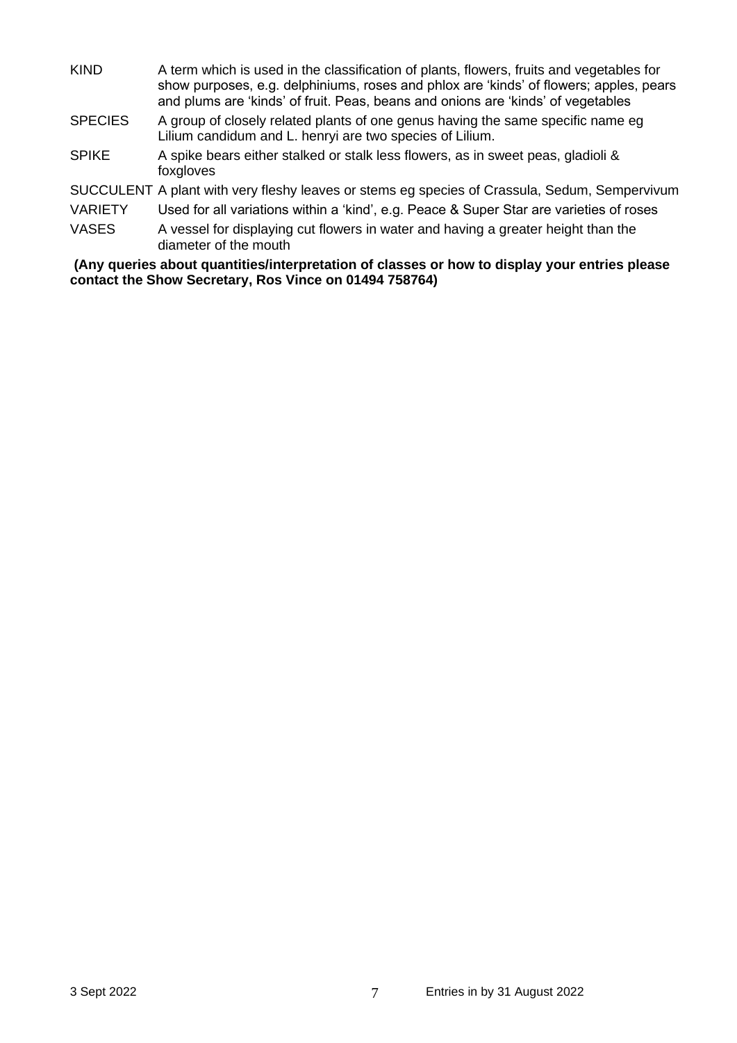| | |
|---|---|
| KIND | A term which is used in the classification of plants, flowers, fruits and vegetables for show purposes, e.g. delphiniums, roses and phlox are 'kinds' of flowers; apples, pears and plums are 'kinds' of fruit. Peas, beans and onions are 'kinds' of vegetables |
| SPECIES | A group of closely related plants of one genus having the same specific name eg Lilium candidum and L. henryi are two species of Lilium. |
| SPIKE | A spike bears either stalked or stalk less flowers, as in sweet peas, gladioli & foxgloves |
| SUCCULENT | A plant with very fleshy leaves or stems eg species of Crassula, Sedum, Sempervivum |
| VARIETY | Used for all variations within a 'kind', e.g. Peace & Super Star are varieties of roses |
| VASES | A vessel for displaying cut flowers in water and having a greater height than the diameter of the mouth |

**(Any queries about quantities/interpretation of classes or how to display your entries please contact the Show Secretary, Ros Vince on 01494 758764)**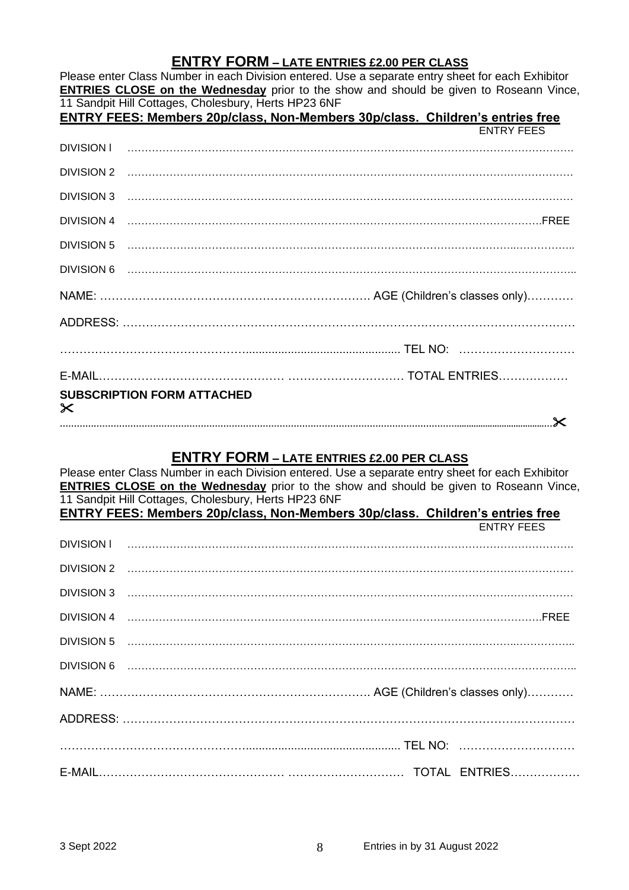## ENTRY FORM – LATE ENTRIES £2.00 PER CLASS

Please enter Class Number in each Division entered. Use a separate entry sheet for each Exhibitor
**ENTRIES CLOSE on the Wednesday** prior to the show and should be given to Roseann Vince, 11 Sandpit Hill Cottages, Cholesbury, Herts HP23 6NF

**ENTRY FEES: Members 20p/class, Non-Members 30p/class. Children's entries free**

ENTRY FEES

DIVISION l …………………………………………………………………………………………………………

DIVISION 2 …………………………………………………………………………………………………………

DIVISION 3 …………………………………………………………………………………………………………

DIVISION 4 ……………………………………………………………………………………………………FREE

DIVISION 5 …………………………………………………………………………………………………………

DIVISION 6 …………………………………………………………………………………………………………

NAME: ………………………………………………………………. AGE (Children's classes only)…………

ADDRESS: ……………………………………………………………………………………………………

……………………………………………………………………………… TEL NO: …………………………

E-MAIL……………………………………………… ………………………… TOTAL ENTRIES………………

**SUBSCRIPTION FORM ATTACHED**

✂ ………………………………………………………………………………………………………………………… ✂

## ENTRY FORM – LATE ENTRIES £2.00 PER CLASS

Please enter Class Number in each Division entered. Use a separate entry sheet for each Exhibitor
**ENTRIES CLOSE on the Wednesday** prior to the show and should be given to Roseann Vince, 11 Sandpit Hill Cottages, Cholesbury, Herts HP23 6NF

**ENTRY FEES: Members 20p/class, Non-Members 30p/class. Children's entries free**

ENTRY FEES

DIVISION l …………………………………………………………………………………………………………

DIVISION 2 …………………………………………………………………………………………………………

DIVISION 3 …………………………………………………………………………………………………………

DIVISION 4 ……………………………………………………………………………………………………FREE

DIVISION 5 …………………………………………………………………………………………………………

DIVISION 6 …………………………………………………………………………………………………………

NAME: ………………………………………………………………. AGE (Children's classes only)…………

ADDRESS: ……………………………………………………………………………………………………

……………………………………………………………………………… TEL NO: …………………………

E-MAIL……………………………………………… ………………………… TOTAL ENTRIES………………

3 Sept 2022 Entries in by 31 August 2022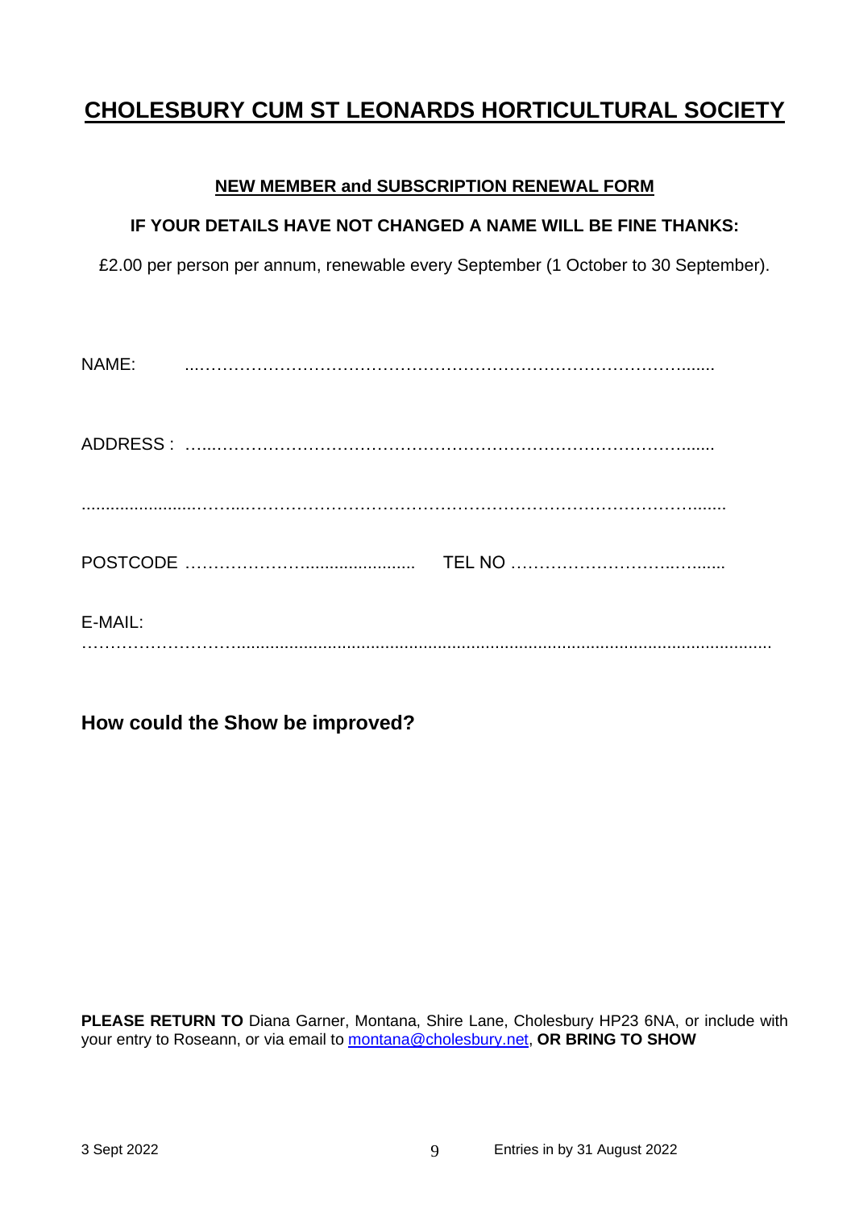# CHOLESBURY CUM ST LEONARDS HORTICULTURAL SOCIETY

**NEW MEMBER and SUBSCRIPTION RENEWAL FORM**

**IF YOUR DETAILS HAVE NOT CHANGED A NAME WILL BE FINE THANKS:**

£2.00 per person per annum, renewable every September (1 October to 30 September).

NAME: ………………………………………………………………………………….......

ADDRESS : …...……………………………………………………………………….......

........................……..……………………………………………………………….......

POSTCODE …………………...................... TEL NO ……………………….……......

E-MAIL: ………………………...........................................................................................................

## How could the Show be improved?

**PLEASE RETURN TO** Diana Garner, Montana, Shire Lane, Cholesbury HP23 6NA, or include with your entry to Roseann, or via email to montana@cholesbury.net, **OR BRING TO SHOW**

3 Sept 2022 Entries in by 31 August 2022